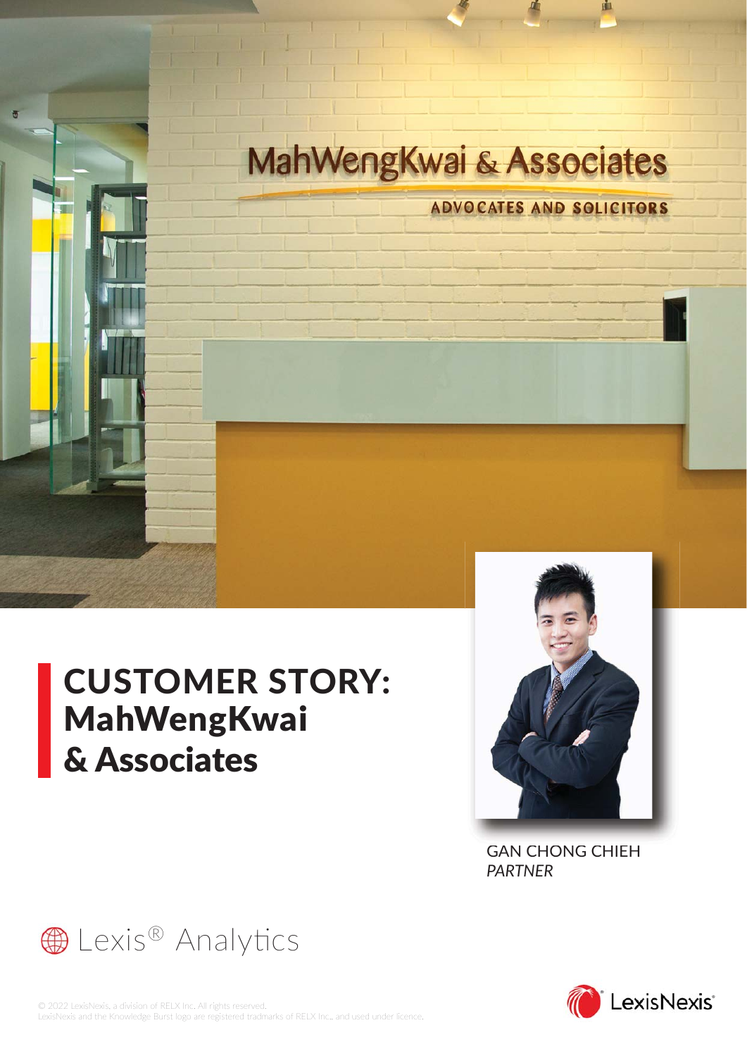# CUSTOMER STORY: MahWengKwai & Associates

GAN CHONG CHIEH
*PARTNER*

Lexis® Analytics

© 2022 LexisNexis, a division of RELX Inc. All rights reserved.
LexisNexis and the Knowledge Burst logo are registered trademarks of RELX Inc., and used under licence.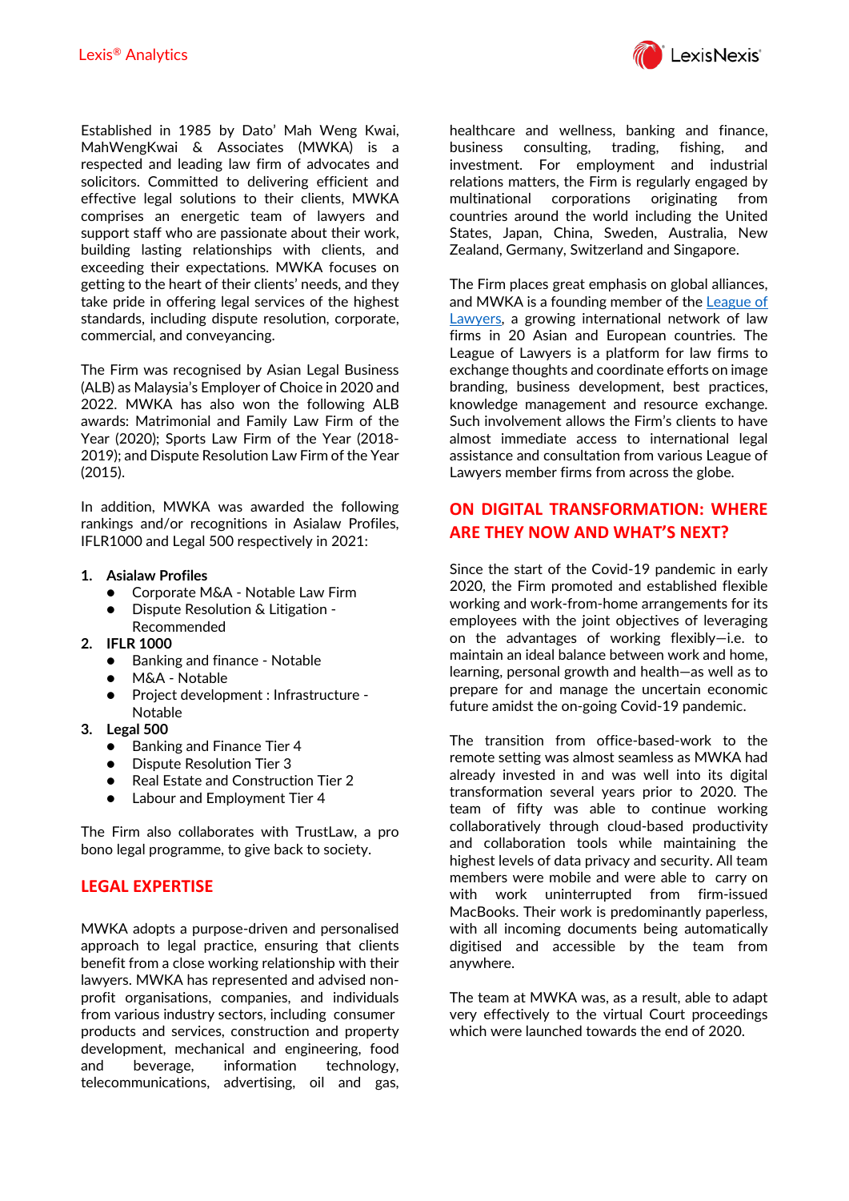Established in 1985 by Dato' Mah Weng Kwai, MahWengKwai & Associates (MWKA) is a respected and leading law firm of advocates and solicitors. Committed to delivering efficient and effective legal solutions to their clients, MWKA comprises an energetic team of lawyers and support staff who are passionate about their work, building lasting relationships with clients, and exceeding their expectations. MWKA focuses on getting to the heart of their clients' needs, and they take pride in offering legal services of the highest standards, including dispute resolution, corporate, commercial, and conveyancing.

The Firm was recognised by Asian Legal Business (ALB) as Malaysia's Employer of Choice in 2020 and 2022. MWKA has also won the following ALB awards: Matrimonial and Family Law Firm of the Year (2020); Sports Law Firm of the Year (2018-2019); and Dispute Resolution Law Firm of the Year (2015).

In addition, MWKA was awarded the following rankings and/or recognitions in Asialaw Profiles, IFLR1000 and Legal 500 respectively in 2021:

1. **Asialaw Profiles**
   - Corporate M&A - Notable Law Firm
   - Dispute Resolution & Litigation - Recommended
2. **IFLR 1000**
   - Banking and finance - Notable
   - M&A - Notable
   - Project development : Infrastructure - Notable
3. **Legal 500**
   - Banking and Finance Tier 4
   - Dispute Resolution Tier 3
   - Real Estate and Construction Tier 2
   - Labour and Employment Tier 4

The Firm also collaborates with TrustLaw, a pro bono legal programme, to give back to society.

## LEGAL EXPERTISE

MWKA adopts a purpose-driven and personalised approach to legal practice, ensuring that clients benefit from a close working relationship with their lawyers. MWKA has represented and advised non-profit organisations, companies, and individuals from various industry sectors, including consumer products and services, construction and property development, mechanical and engineering, food and beverage, information technology, telecommunications, advertising, oil and gas, healthcare and wellness, banking and finance, business consulting, trading, fishing, and investment. For employment and industrial relations matters, the Firm is regularly engaged by multinational corporations originating from countries around the world including the United States, Japan, China, Sweden, Australia, New Zealand, Germany, Switzerland and Singapore.

The Firm places great emphasis on global alliances, and MWKA is a founding member of the League of Lawyers, a growing international network of law firms in 20 Asian and European countries. The League of Lawyers is a platform for law firms to exchange thoughts and coordinate efforts on image branding, business development, best practices, knowledge management and resource exchange. Such involvement allows the Firm's clients to have almost immediate access to international legal assistance and consultation from various League of Lawyers member firms from across the globe.

## ON DIGITAL TRANSFORMATION: WHERE ARE THEY NOW AND WHAT'S NEXT?

Since the start of the Covid-19 pandemic in early 2020, the Firm promoted and established flexible working and work-from-home arrangements for its employees with the joint objectives of leveraging on the advantages of working flexibly—i.e. to maintain an ideal balance between work and home, learning, personal growth and health—as well as to prepare for and manage the uncertain economic future amidst the on-going Covid-19 pandemic.

The transition from office-based-work to the remote setting was almost seamless as MWKA had already invested in and was well into its digital transformation several years prior to 2020. The team of fifty was able to continue working collaboratively through cloud-based productivity and collaboration tools while maintaining the highest levels of data privacy and security. All team members were mobile and were able to carry on with work uninterrupted from firm-issued MacBooks. Their work is predominantly paperless, with all incoming documents being automatically digitised and accessible by the team from anywhere.

The team at MWKA was, as a result, able to adapt very effectively to the virtual Court proceedings which were launched towards the end of 2020.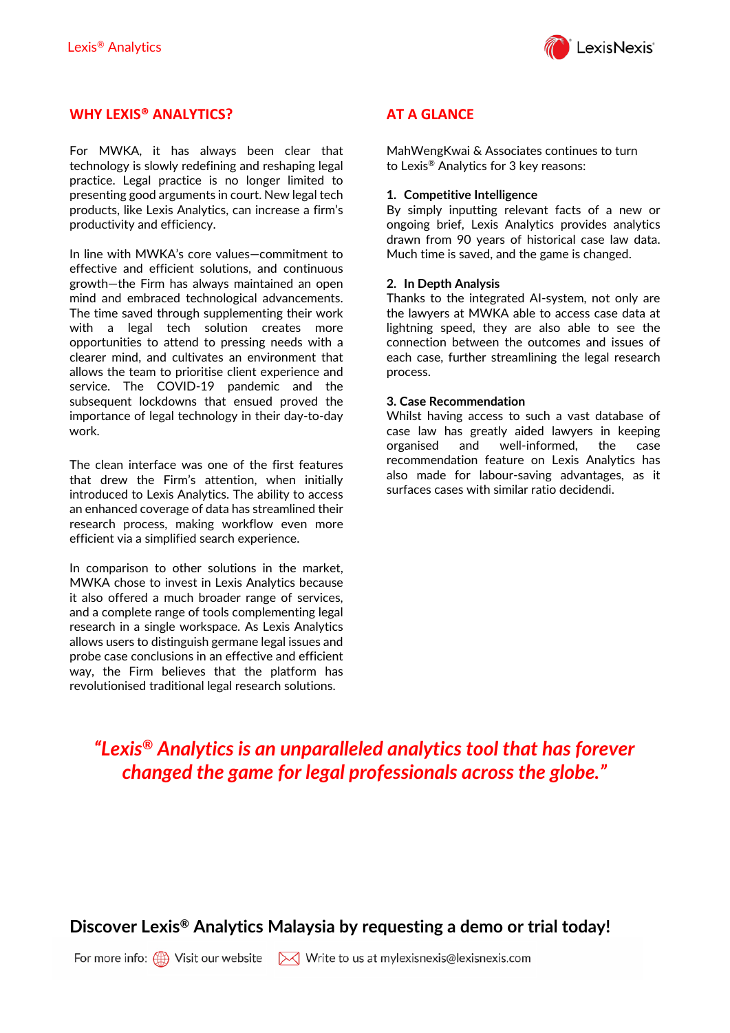## WHY LEXIS® ANALYTICS?

For MWKA, it has always been clear that technology is slowly redefining and reshaping legal practice. Legal practice is no longer limited to presenting good arguments in court. New legal tech products, like Lexis Analytics, can increase a firm's productivity and efficiency.

In line with MWKA's core values—commitment to effective and efficient solutions, and continuous growth—the Firm has always maintained an open mind and embraced technological advancements. The time saved through supplementing their work with a legal tech solution creates more opportunities to attend to pressing needs with a clearer mind, and cultivates an environment that allows the team to prioritise client experience and service. The COVID-19 pandemic and the subsequent lockdowns that ensued proved the importance of legal technology in their day-to-day work.

The clean interface was one of the first features that drew the Firm's attention, when initially introduced to Lexis Analytics. The ability to access an enhanced coverage of data has streamlined their research process, making workflow even more efficient via a simplified search experience.

In comparison to other solutions in the market, MWKA chose to invest in Lexis Analytics because it also offered a much broader range of services, and a complete range of tools complementing legal research in a single workspace. As Lexis Analytics allows users to distinguish germane legal issues and probe case conclusions in an effective and efficient way, the Firm believes that the platform has revolutionised traditional legal research solutions.

## AT A GLANCE

MahWengKwai & Associates continues to turn to Lexis® Analytics for 3 key reasons:

**1. Competitive Intelligence**

By simply inputting relevant facts of a new or ongoing brief, Lexis Analytics provides analytics drawn from 90 years of historical case law data. Much time is saved, and the game is changed.

**2. In Depth Analysis**

Thanks to the integrated AI-system, not only are the lawyers at MWKA able to access case data at lightning speed, they are also able to see the connection between the outcomes and issues of each case, further streamlining the legal research process.

**3. Case Recommendation**

Whilst having access to such a vast database of case law has greatly aided lawyers in keeping organised and well-informed, the case recommendation feature on Lexis Analytics has also made for labour-saving advantages, as it surfaces cases with similar ratio decidendi.

*"Lexis® Analytics is an unparalleled analytics tool that has forever changed the game for legal professionals across the globe."*

## Discover Lexis® Analytics Malaysia by requesting a demo or trial today!

For more info: Visit our website Write to us at mylexisnexis@lexisnexis.com